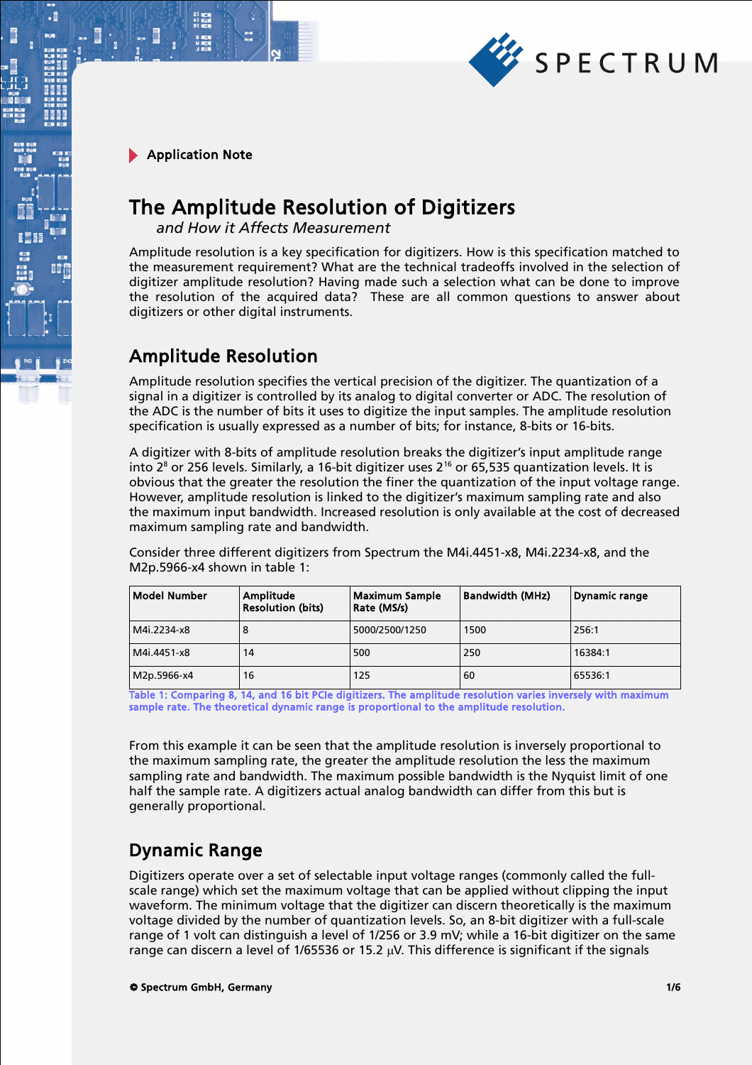Application Note

# The Amplitude Resolution of Digitizers

*and How it Affects Measurement*

Amplitude resolution is a key specification for digitizers. How is this specification matched to the measurement requirement? What are the technical tradeoffs involved in the selection of digitizer amplitude resolution? Having made such a selection what can be done to improve the resolution of the acquired data? These are all common questions to answer about digitizers or other digital instruments.

## Amplitude Resolution

Amplitude resolution specifies the vertical precision of the digitizer. The quantization of a signal in a digitizer is controlled by its analog to digital converter or ADC. The resolution of the ADC is the number of bits it uses to digitize the input samples. The amplitude resolution specification is usually expressed as a number of bits; for instance, 8-bits or 16-bits.

A digitizer with 8-bits of amplitude resolution breaks the digitizer's input amplitude range into $2^8$ or 256 levels. Similarly, a 16-bit digitizer uses $2^{16}$ or 65,535 quantization levels. It is obvious that the greater the resolution the finer the quantization of the input voltage range. However, amplitude resolution is linked to the digitizer's maximum sampling rate and also the maximum input bandwidth. Increased resolution is only available at the cost of decreased maximum sampling rate and bandwidth.

Consider three different digitizers from Spectrum the M4i.4451-x8, M4i.2234-x8, and the M2p.5966-x4 shown in table 1:

| Model Number | Amplitude Resolution (bits) | Maximum Sample Rate (MS/s) | Bandwidth (MHz) | Dynamic range |
|---|---|---|---|---|
| M4i.2234-x8 | 8 | 5000/2500/1250 | 1500 | 256:1 |
| M4i.4451-x8 | 14 | 500 | 250 | 16384:1 |
| M2p.5966-x4 | 16 | 125 | 60 | 65536:1 |

Table 1: Comparing 8, 14, and 16 bit PCIe digitizers. The amplitude resolution varies inversely with maximum sample rate. The theoretical dynamic range is proportional to the amplitude resolution.

From this example it can be seen that the amplitude resolution is inversely proportional to the maximum sampling rate, the greater the amplitude resolution the less the maximum sampling rate and bandwidth. The maximum possible bandwidth is the Nyquist limit of one half the sample rate. A digitizers actual analog bandwidth can differ from this but is generally proportional.

## Dynamic Range

Digitizers operate over a set of selectable input voltage ranges (commonly called the full-scale range) which set the maximum voltage that can be applied without clipping the input waveform. The minimum voltage that the digitizer can discern theoretically is the maximum voltage divided by the number of quantization levels. So, an 8-bit digitizer with a full-scale range of 1 volt can distinguish a level of 1/256 or 3.9 mV; while a 16-bit digitizer on the same range can discern a level of 1/65536 or 15.2 $\mu$V. This difference is significant if the signals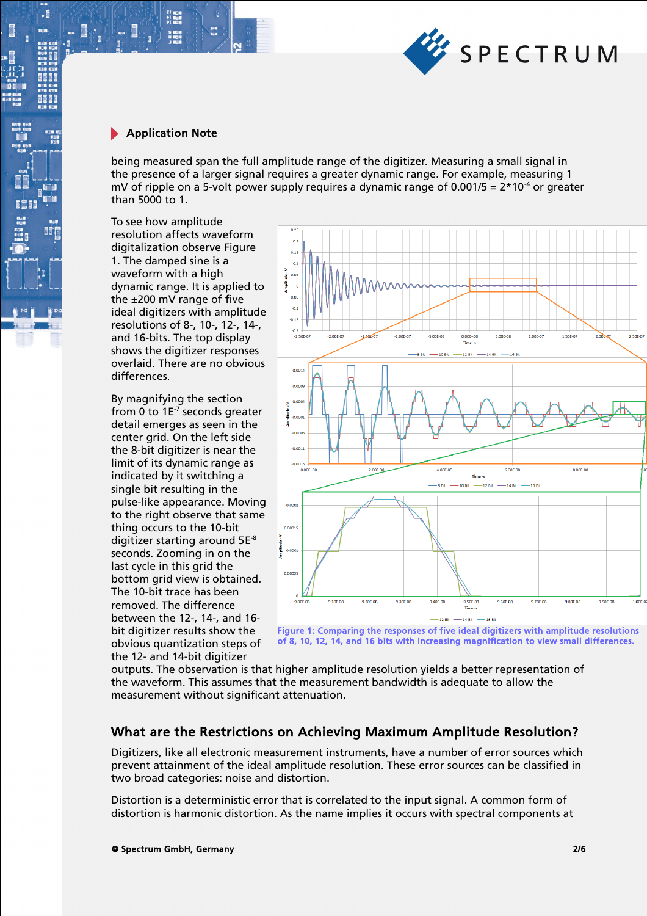**Application Note**

being measured span the full amplitude range of the digitizer. Measuring a small signal in the presence of a larger signal requires a greater dynamic range. For example, measuring 1 mV of ripple on a 5-volt power supply requires a dynamic range of 0.001/5 = $2 \cdot 10^{-4}$ or greater than 5000 to 1.

To see how amplitude resolution affects waveform digitalization observe Figure 1. The damped sine is a waveform with a high dynamic range. It is applied to the ±200 mV range of five ideal digitizers with amplitude resolutions of 8-, 10-, 12-, 14-, and 16-bits. The top display shows the digitizer responses overlaid. There are no obvious differences.

By magnifying the section from 0 to $1E^{-7}$ seconds greater detail emerges as seen in the center grid. On the left side the 8-bit digitizer is near the limit of its dynamic range as indicated by it switching a single bit resulting in the pulse-like appearance. Moving to the right observe that same thing occurs to the 10-bit digitizer starting around $5E^{-8}$ seconds. Zooming in on the last cycle in this grid the bottom grid view is obtained. The 10-bit trace has been removed. The difference between the 12-, 14-, and 16-bit digitizer results show the obvious quantization steps of the 12- and 14-bit digitizer outputs. The observation is that higher amplitude resolution yields a better representation of the waveform. This assumes that the measurement bandwidth is adequate to allow the measurement without significant attenuation.

Figure 1: Comparing the responses of five ideal digitizers with amplitude resolutions of 8, 10, 12, 14, and 16 bits with increasing magnification to view small differences.

## What are the Restrictions on Achieving Maximum Amplitude Resolution?

Digitizers, like all electronic measurement instruments, have a number of error sources which prevent attainment of the ideal amplitude resolution. These error sources can be classified in two broad categories: noise and distortion.

Distortion is a deterministic error that is correlated to the input signal. A common form of distortion is harmonic distortion. As the name implies it occurs with spectral components at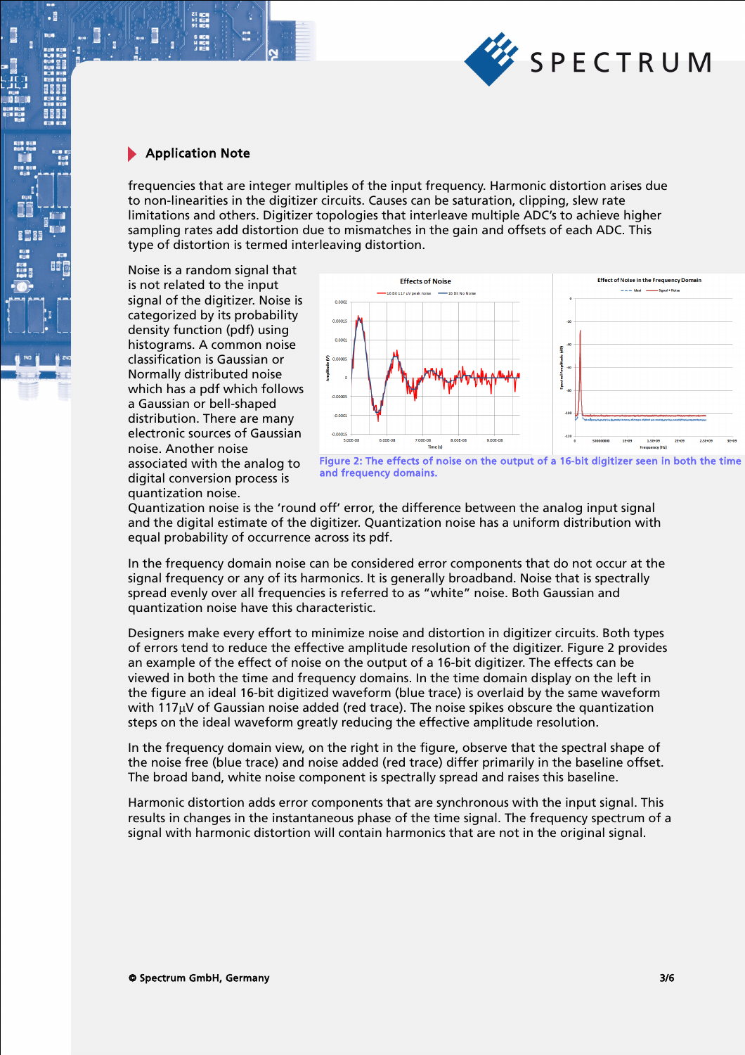frequencies that are integer multiples of the input frequency. Harmonic distortion arises due to non-linearities in the digitizer circuits. Causes can be saturation, clipping, slew rate limitations and others. Digitizer topologies that interleave multiple ADC's to achieve higher sampling rates add distortion due to mismatches in the gain and offsets of each ADC. This type of distortion is termed interleaving distortion.

Noise is a random signal that is not related to the input signal of the digitizer. Noise is categorized by its probability density function (pdf) using histograms. A common noise classification is Gaussian or Normally distributed noise which has a pdf which follows a Gaussian or bell-shaped distribution. There are many electronic sources of Gaussian noise. Another noise associated with the analog to digital conversion process is quantization noise.

Figure 2: The effects of noise on the output of a 16-bit digitizer seen in both the time and frequency domains.

Quantization noise is the 'round off' error, the difference between the analog input signal and the digital estimate of the digitizer. Quantization noise has a uniform distribution with equal probability of occurrence across its pdf.

In the frequency domain noise can be considered error components that do not occur at the signal frequency or any of its harmonics. It is generally broadband. Noise that is spectrally spread evenly over all frequencies is referred to as "white" noise. Both Gaussian and quantization noise have this characteristic.

Designers make every effort to minimize noise and distortion in digitizer circuits. Both types of errors tend to reduce the effective amplitude resolution of the digitizer. Figure 2 provides an example of the effect of noise on the output of a 16-bit digitizer. The effects can be viewed in both the time and frequency domains. In the time domain display on the left in the figure an ideal 16-bit digitized waveform (blue trace) is overlaid by the same waveform with 117µV of Gaussian noise added (red trace). The noise spikes obscure the quantization steps on the ideal waveform greatly reducing the effective amplitude resolution.

In the frequency domain view, on the right in the figure, observe that the spectral shape of the noise free (blue trace) and noise added (red trace) differ primarily in the baseline offset. The broad band, white noise component is spectrally spread and raises this baseline.

Harmonic distortion adds error components that are synchronous with the input signal. This results in changes in the instantaneous phase of the time signal. The frequency spectrum of a signal with harmonic distortion will contain harmonics that are not in the original signal.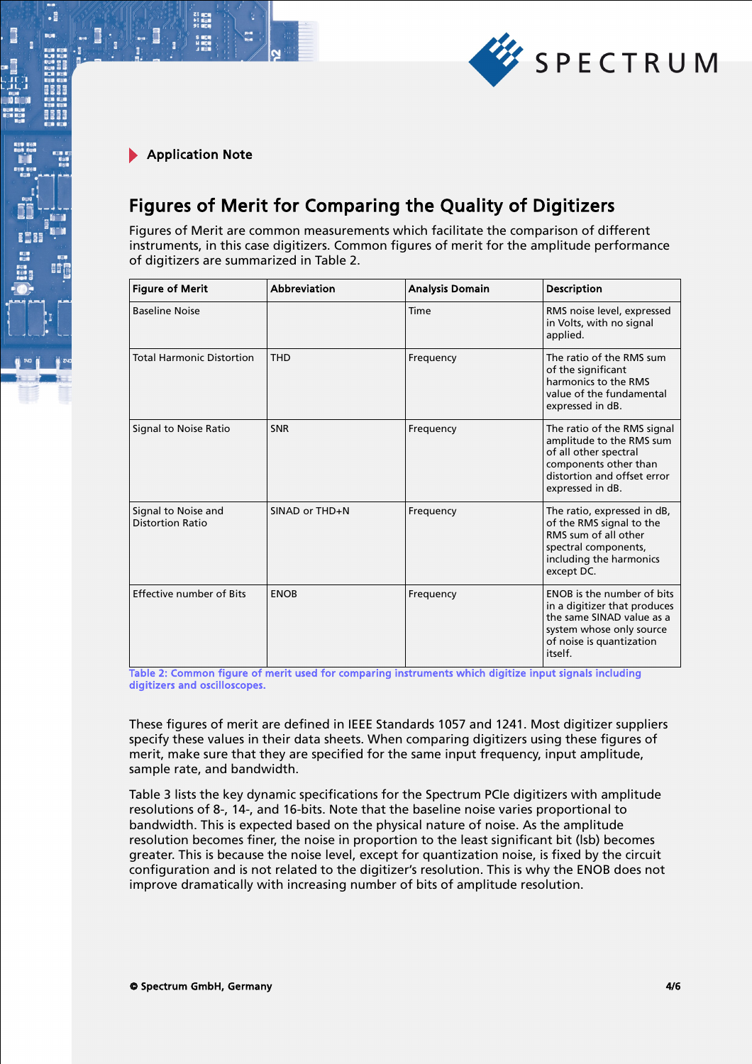**Application Note**

# Figures of Merit for Comparing the Quality of Digitizers

Figures of Merit are common measurements which facilitate the comparison of different instruments, in this case digitizers. Common figures of merit for the amplitude performance of digitizers are summarized in Table 2.

| Figure of Merit | Abbreviation | Analysis Domain | Description |
|---|---|---|---|
| Baseline Noise | | Time | RMS noise level, expressed in Volts, with no signal applied. |
| Total Harmonic Distortion | THD | Frequency | The ratio of the RMS sum of the significant harmonics to the RMS value of the fundamental expressed in dB. |
| Signal to Noise Ratio | SNR | Frequency | The ratio of the RMS signal amplitude to the RMS sum of all other spectral components other than distortion and offset error expressed in dB. |
| Signal to Noise and Distortion Ratio | SINAD or THD+N | Frequency | The ratio, expressed in dB, of the RMS signal to the RMS sum of all other spectral componemts, including the harmonics except DC. |
| Effective number of Bits | ENOB | Frequency | ENOB is the number of bits in a digitizer that produces the same SINAD value as a system whose only source of noise is quantization itself. |

Table 2: Common figure of merit used for comparing instruments which digitize input signals including digitizers and oscilloscopes.

These figures of merit are defined in IEEE Standards 1057 and 1241. Most digitizer suppliers specify these values in their data sheets. When comparing digitizers using these figures of merit, make sure that they are specified for the same input frequency, input amplitude, sample rate, and bandwidth.

Table 3 lists the key dynamic specifications for the Spectrum PCIe digitizers with amplitude resolutions of 8-, 14-, and 16-bits. Note that the baseline noise varies proportional to bandwidth. This is expected based on the physical nature of noise. As the amplitude resolution becomes finer, the noise in proportion to the least significant bit (lsb) becomes greater. This is because the noise level, except for quantization noise, is fixed by the circuit configuration and is not related to the digitizer's resolution. This is why the ENOB does not improve dramatically with increasing number of bits of amplitude resolution.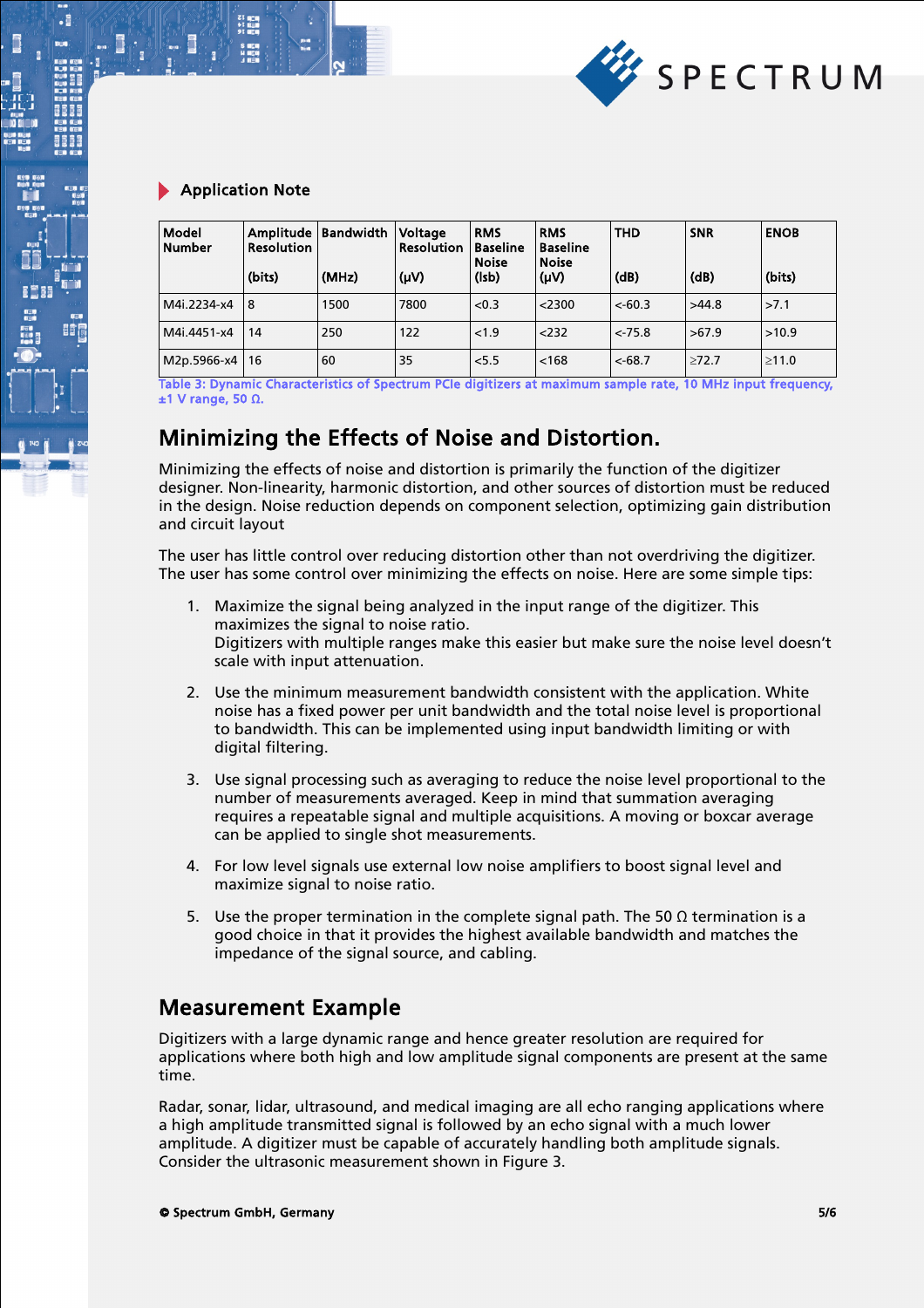| Model Number | Amplitude Resolution (bits) | Bandwidth (MHz) | Voltage Resolution (µV) | RMS Baseline Noise (lsb) | RMS Baseline Noise (µV) | THD (dB) | SNR (dB) | ENOB (bits) |
|---|---|---|---|---|---|---|---|---|
| M4i.2234-x4 | 8 | 1500 | 7800 | <0.3 | <2300 | <-60.3 | >44.8 | >7.1 |
| M4i.4451-x4 | 14 | 250 | 122 | <1.9 | <232 | <-75.8 | >67.9 | >10.9 |
| M2p.5966-x4 | 16 | 60 | 35 | <5.5 | <168 | <-68.7 | ≥72.7 | ≥11.0 |

Table 3: Dynamic Characteristics of Spectrum PCIe digitizers at maximum sample rate, 10 MHz input frequency, ±1 V range, 50 Ω.

## Minimizing the Effects of Noise and Distortion.

Minimizing the effects of noise and distortion is primarily the function of the digitizer designer. Non-linearity, harmonic distortion, and other sources of distortion must be reduced in the design. Noise reduction depends on component selection, optimizing gain distribution and circuit layout

The user has little control over reducing distortion other than not overdriving the digitizer. The user has some control over minimizing the effects on noise. Here are some simple tips:

1. Maximize the signal being analyzed in the input range of the digitizer. This maximizes the signal to noise ratio.
   Digitizers with multiple ranges make this easier but make sure the noise level doesn't scale with input attenuation.

2. Use the minimum measurement bandwidth consistent with the application. White noise has a fixed power per unit bandwidth and the total noise level is proportional to bandwidth. This can be implemented using input bandwidth limiting or with digital filtering.

3. Use signal processing such as averaging to reduce the noise level proportional to the number of measurements averaged. Keep in mind that summation averaging requires a repeatable signal and multiple acquisitions. A moving or boxcar average can be applied to single shot measurements.

4. For low level signals use external low noise amplifiers to boost signal level and maximize signal to noise ratio.

5. Use the proper termination in the complete signal path. The 50 Ω termination is a good choice in that it provides the highest available bandwidth and matches the impedance of the signal source, and cabling.

## Measurement Example

Digitizers with a large dynamic range and hence greater resolution are required for applications where both high and low amplitude signal components are present at the same time.

Radar, sonar, lidar, ultrasound, and medical imaging are all echo ranging applications where a high amplitude transmitted signal is followed by an echo signal with a much lower amplitude. A digitizer must be capable of accurately handling both amplitude signals. Consider the ultrasonic measurement shown in Figure 3.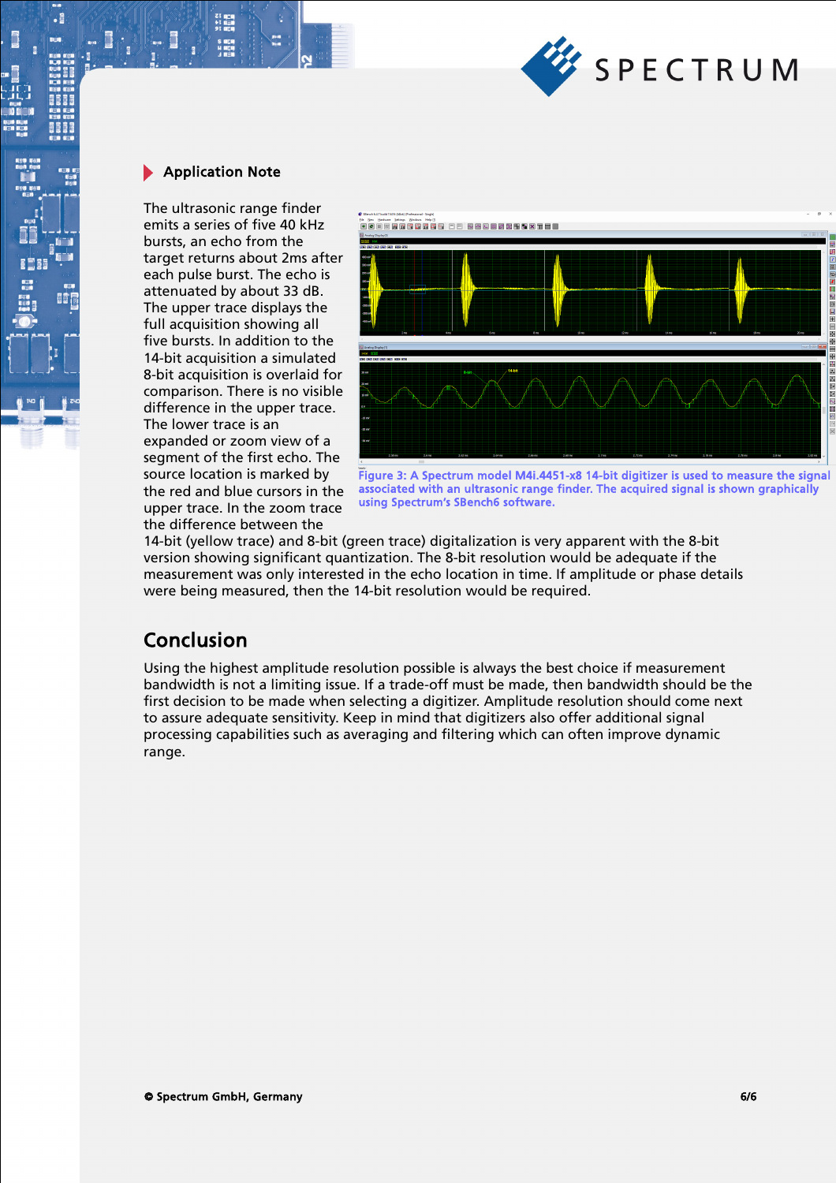Application Note

The ultrasonic range finder emits a series of five 40 kHz bursts, an echo from the target returns about 2ms after each pulse burst. The echo is attenuated by about 33 dB. The upper trace displays the full acquisition showing all five bursts. In addition to the 14-bit acquisition a simulated 8-bit acquisition is overlaid for comparison. There is no visible difference in the upper trace. The lower trace is an expanded or zoom view of a segment of the first echo. The source location is marked by the red and blue cursors in the upper trace. In the zoom trace the difference between the 14-bit (yellow trace) and 8-bit (green trace) digitalization is very apparent with the 8-bit version showing significant quantization. The 8-bit resolution would be adequate if the measurement was only interested in the echo location in time. If amplitude or phase details were being measured, then the 14-bit resolution would be required.

Figure 3: A Spectrum model M4i.4451-x8 14-bit digitizer is used to measure the signal associated with an ultrasonic range finder. The acquired signal is shown graphically using Spectrum's SBench6 software.

## Conclusion

Using the highest amplitude resolution possible is always the best choice if measurement bandwidth is not a limiting issue. If a trade-off must be made, then bandwidth should be the first decision to be made when selecting a digitizer. Amplitude resolution should come next to assure adequate sensitivity. Keep in mind that digitizers also offer additional signal processing capabilities such as averaging and filtering which can often improve dynamic range.

© Spectrum GmbH, Germany